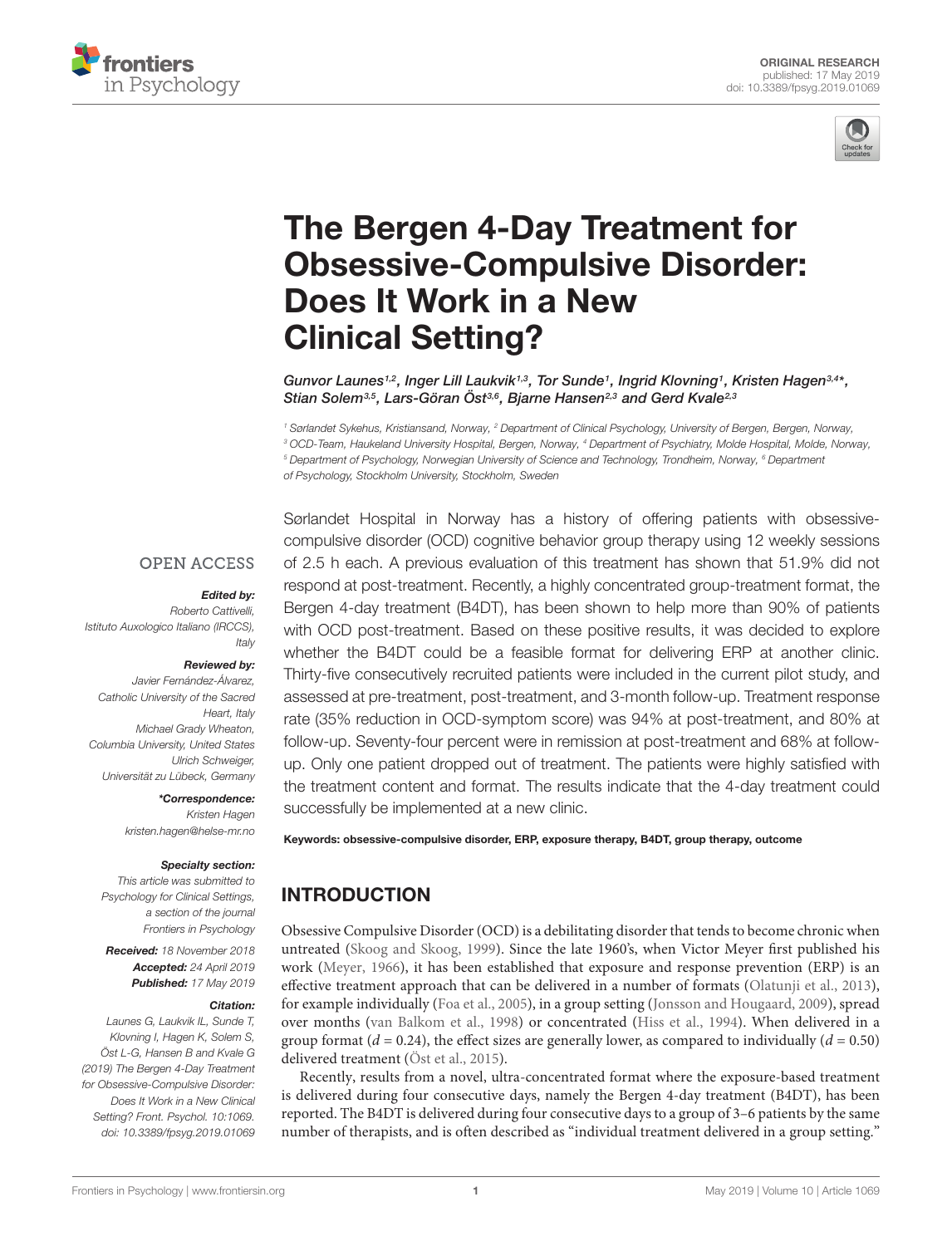ORIGINAL RESEARCH
published: 17 May 2019
doi: 10.3389/fpsyg.2019.01069

# The Bergen 4-Day Treatment for Obsessive-Compulsive Disorder: Does It Work in a New Clinical Setting?

*Gunvor Launes[1,2], Inger Lill Laukvik[1,3], Tor Sunde[1], Ingrid Klovning[1], Kristen Hagen[3,4]*, Stian Solem[3,5], Lars-Göran Öst[3,6], Bjarne Hansen[2,3] and Gerd Kvale[2,3]*

[1] Sørlandet Sykehus, Kristiansand, Norway, [2] Department of Clinical Psychology, University of Bergen, Bergen, Norway, [3] OCD-Team, Haukeland University Hospital, Bergen, Norway, [4] Department of Psychiatry, Molde Hospital, Molde, Norway, [5] Department of Psychology, Norwegian University of Science and Technology, Trondheim, Norway, [6] Department of Psychology, Stockholm University, Stockholm, Sweden

OPEN ACCESS

**Edited by:**
*Roberto Cattivelli, Istituto Auxologico Italiano (IRCCS), Italy*

**Reviewed by:**
*Javier Fernández-Álvarez, Catholic University of the Sacred Heart, Italy*
*Michael Grady Wheaton, Columbia University, United States*
*Ulrich Schweiger, Universität zu Lübeck, Germany*

***Correspondence:**
*Kristen Hagen*
*kristen.hagen@helse-mr.no*

**Specialty section:**
*This article was submitted to Psychology for Clinical Settings, a section of the journal Frontiers in Psychology*

**Received:** *18 November 2018*
**Accepted:** *24 April 2019*
**Published:** *17 May 2019*

**Citation:**
*Launes G, Laukvik IL, Sunde T, Klovning I, Hagen K, Solem S, Öst L-G, Hansen B and Kvale G (2019) The Bergen 4-Day Treatment for Obsessive-Compulsive Disorder: Does It Work in a New Clinical Setting? Front. Psychol. 10:1069. doi: 10.3389/fpsyg.2019.01069*

Sørlandet Hospital in Norway has a history of offering patients with obsessive-compulsive disorder (OCD) cognitive behavior group therapy using 12 weekly sessions of 2.5 h each. A previous evaluation of this treatment has shown that 51.9% did not respond at post-treatment. Recently, a highly concentrated group-treatment format, the Bergen 4-day treatment (B4DT), has been shown to help more than 90% of patients with OCD post-treatment. Based on these positive results, it was decided to explore whether the B4DT could be a feasible format for delivering ERP at another clinic. Thirty-five consecutively recruited patients were included in the current pilot study, and assessed at pre-treatment, post-treatment, and 3-month follow-up. Treatment response rate (35% reduction in OCD-symptom score) was 94% at post-treatment, and 80% at follow-up. Seventy-four percent were in remission at post-treatment and 68% at follow-up. Only one patient dropped out of treatment. The patients were highly satisfied with the treatment content and format. The results indicate that the 4-day treatment could successfully be implemented at a new clinic.

**Keywords: obsessive-compulsive disorder, ERP, exposure therapy, B4DT, group therapy, outcome**

## INTRODUCTION

Obsessive Compulsive Disorder (OCD) is a debilitating disorder that tends to become chronic when untreated (Skoog and Skoog, 1999). Since the late 1960's, when Victor Meyer first published his work (Meyer, 1966), it has been established that exposure and response prevention (ERP) is an effective treatment approach that can be delivered in a number of formats (Olatunji et al., 2013), for example individually (Foa et al., 2005), in a group setting (Jonsson and Hougaard, 2009), spread over months (van Balkom et al., 1998) or concentrated (Hiss et al., 1994). When delivered in a group format ($d = 0.24$), the effect sizes are generally lower, as compared to individually ($d = 0.50$) delivered treatment (Öst et al., 2015).

Recently, results from a novel, ultra-concentrated format where the exposure-based treatment is delivered during four consecutive days, namely the Bergen 4-day treatment (B4DT), has been reported. The B4DT is delivered during four consecutive days to a group of 3–6 patients by the same number of therapists, and is often described as "individual treatment delivered in a group setting."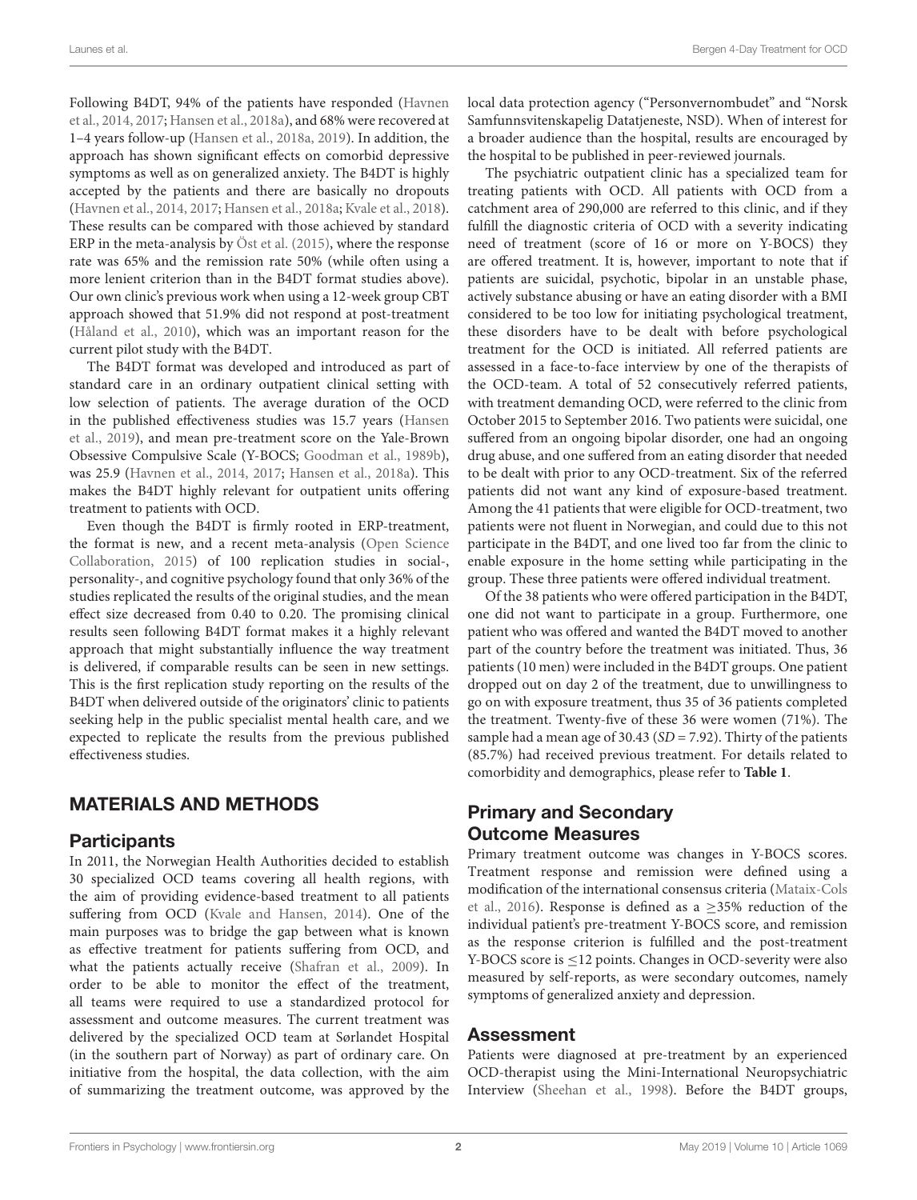Following B4DT, 94% of the patients have responded (Havnen et al., 2014, 2017; Hansen et al., 2018a), and 68% were recovered at 1–4 years follow-up (Hansen et al., 2018a, 2019). In addition, the approach has shown significant effects on comorbid depressive symptoms as well as on generalized anxiety. The B4DT is highly accepted by the patients and there are basically no dropouts (Havnen et al., 2014, 2017; Hansen et al., 2018a; Kvale et al., 2018). These results can be compared with those achieved by standard ERP in the meta-analysis by Öst et al. (2015), where the response rate was 65% and the remission rate 50% (while often using a more lenient criterion than in the B4DT format studies above). Our own clinic's previous work when using a 12-week group CBT approach showed that 51.9% did not respond at post-treatment (Håland et al., 2010), which was an important reason for the current pilot study with the B4DT.

The B4DT format was developed and introduced as part of standard care in an ordinary outpatient clinical setting with low selection of patients. The average duration of the OCD in the published effectiveness studies was 15.7 years (Hansen et al., 2019), and mean pre-treatment score on the Yale-Brown Obsessive Compulsive Scale (Y-BOCS; Goodman et al., 1989b), was 25.9 (Havnen et al., 2014, 2017; Hansen et al., 2018a). This makes the B4DT highly relevant for outpatient units offering treatment to patients with OCD.

Even though the B4DT is firmly rooted in ERP-treatment, the format is new, and a recent meta-analysis (Open Science Collaboration, 2015) of 100 replication studies in social-, personality-, and cognitive psychology found that only 36% of the studies replicated the results of the original studies, and the mean effect size decreased from 0.40 to 0.20. The promising clinical results seen following B4DT format makes it a highly relevant approach that might substantially influence the way treatment is delivered, if comparable results can be seen in new settings. This is the first replication study reporting on the results of the B4DT when delivered outside of the originators' clinic to patients seeking help in the public specialist mental health care, and we expected to replicate the results from the previous published effectiveness studies.

## MATERIALS AND METHODS

### Participants

In 2011, the Norwegian Health Authorities decided to establish 30 specialized OCD teams covering all health regions, with the aim of providing evidence-based treatment to all patients suffering from OCD (Kvale and Hansen, 2014). One of the main purposes was to bridge the gap between what is known as effective treatment for patients suffering from OCD, and what the patients actually receive (Shafran et al., 2009). In order to be able to monitor the effect of the treatment, all teams were required to use a standardized protocol for assessment and outcome measures. The current treatment was delivered by the specialized OCD team at Sørlandet Hospital (in the southern part of Norway) as part of ordinary care. On initiative from the hospital, the data collection, with the aim of summarizing the treatment outcome, was approved by the local data protection agency ("Personvernombudet" and "Norsk Samfunnsvitenskapelig Datatjeneste, NSD). When of interest for a broader audience than the hospital, results are encouraged by the hospital to be published in peer-reviewed journals.

The psychiatric outpatient clinic has a specialized team for treating patients with OCD. All patients with OCD from a catchment area of 290,000 are referred to this clinic, and if they fulfill the diagnostic criteria of OCD with a severity indicating need of treatment (score of 16 or more on Y-BOCS) they are offered treatment. It is, however, important to note that if patients are suicidal, psychotic, bipolar in an unstable phase, actively substance abusing or have an eating disorder with a BMI considered to be too low for initiating psychological treatment, these disorders have to be dealt with before psychological treatment for the OCD is initiated. All referred patients are assessed in a face-to-face interview by one of the therapists of the OCD-team. A total of 52 consecutively referred patients, with treatment demanding OCD, were referred to the clinic from October 2015 to September 2016. Two patients were suicidal, one suffered from an ongoing bipolar disorder, one had an ongoing drug abuse, and one suffered from an eating disorder that needed to be dealt with prior to any OCD-treatment. Six of the referred patients did not want any kind of exposure-based treatment. Among the 41 patients that were eligible for OCD-treatment, two patients were not fluent in Norwegian, and could due to this not participate in the B4DT, and one lived too far from the clinic to enable exposure in the home setting while participating in the group. These three patients were offered individual treatment.

Of the 38 patients who were offered participation in the B4DT, one did not want to participate in a group. Furthermore, one patient who was offered and wanted the B4DT moved to another part of the country before the treatment was initiated. Thus, 36 patients (10 men) were included in the B4DT groups. One patient dropped out on day 2 of the treatment, due to unwillingness to go on with exposure treatment, thus 35 of 36 patients completed the treatment. Twenty-five of these 36 were women (71%). The sample had a mean age of 30.43 (*SD* = 7.92). Thirty of the patients (85.7%) had received previous treatment. For details related to comorbidity and demographics, please refer to **Table 1**.

### Primary and Secondary Outcome Measures

Primary treatment outcome was changes in Y-BOCS scores. Treatment response and remission were defined using a modification of the international consensus criteria (Mataix-Cols et al., 2016). Response is defined as a $\geq$35% reduction of the individual patient's pre-treatment Y-BOCS score, and remission as the response criterion is fulfilled and the post-treatment Y-BOCS score is $\leq$12 points. Changes in OCD-severity were also measured by self-reports, as were secondary outcomes, namely symptoms of generalized anxiety and depression.

### Assessment

Patients were diagnosed at pre-treatment by an experienced OCD-therapist using the Mini-International Neuropsychiatric Interview (Sheehan et al., 1998). Before the B4DT groups,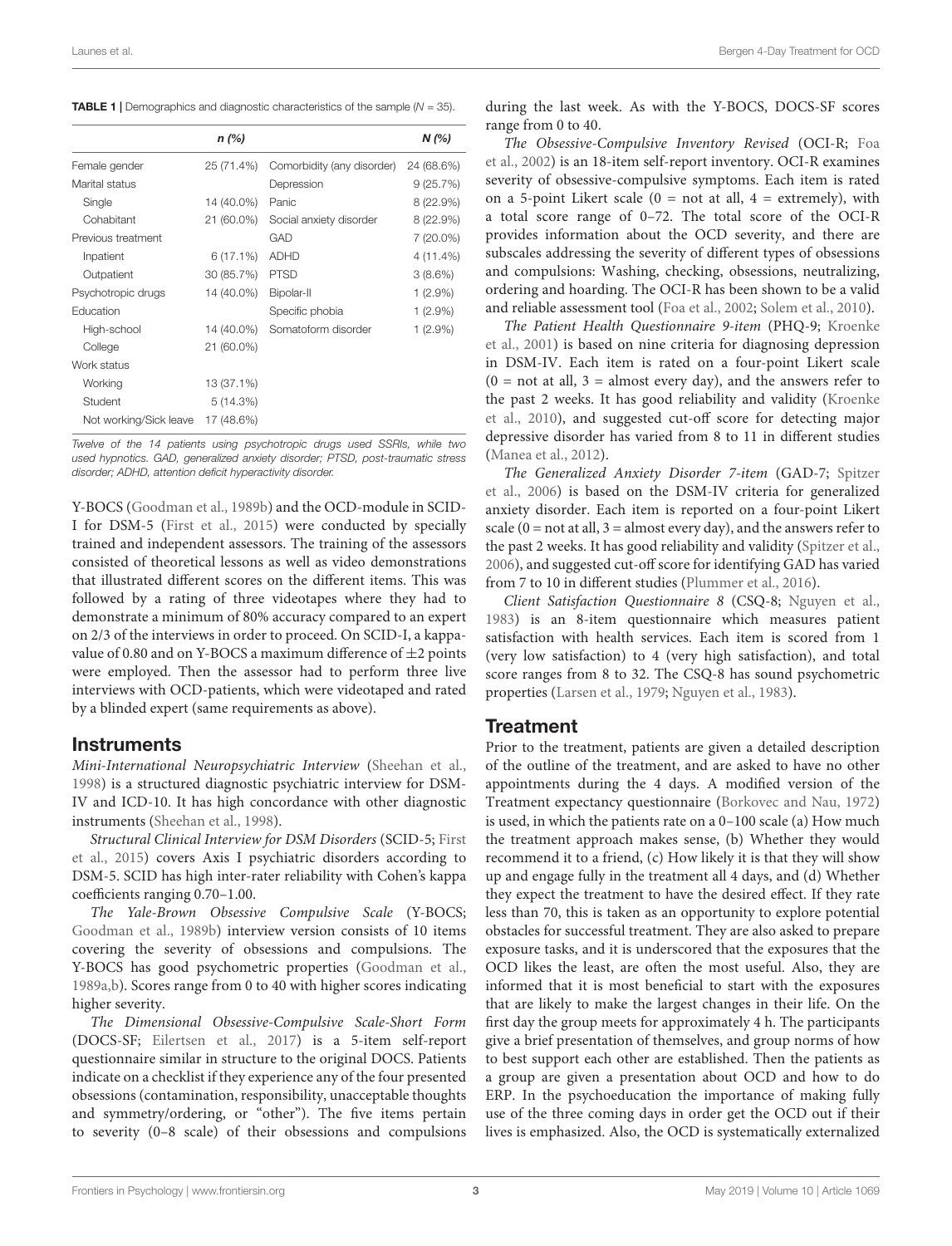**TABLE 1** | Demographics and diagnostic characteristics of the sample ($N$ = 35).

| | *n* (%) | | *N* (%) |
|---|---|---|---|
| Female gender | 25 (71.4%) | Comorbidity (any disorder) | 24 (68.6%) |
| Marital status | | Depression | 9 (25.7%) |
| Single | 14 (40.0%) | Panic | 8 (22.9%) |
| Cohabitant | 21 (60.0%) | Social anxiety disorder | 8 (22.9%) |
| Previous treatment | | GAD | 7 (20.0%) |
| Inpatient | 6 (17.1%) | ADHD | 4 (11.4%) |
| Outpatient | 30 (85.7%) | PTSD | 3 (8.6%) |
| Psychotropic drugs | 14 (40.0%) | Bipolar-II | 1 (2.9%) |
| Education | | Specific phobia | 1 (2.9%) |
| High-school | 14 (40.0%) | Somatoform disorder | 1 (2.9%) |
| College | 21 (60.0%) | | |
| Work status | | | |
| Working | 13 (37.1%) | | |
| Student | 5 (14.3%) | | |
| Not working/Sick leave | 17 (48.6%) | | |

*Twelve of the 14 patients using psychotropic drugs used SSRIs, while two used hypnotics. GAD, generalized anxiety disorder; PTSD, post-traumatic stress disorder; ADHD, attention deficit hyperactivity disorder.*

Y-BOCS (Goodman et al., 1989b) and the OCD-module in SCID-I for DSM-5 (First et al., 2015) were conducted by specially trained and independent assessors. The training of the assessors consisted of theoretical lessons as well as video demonstrations that illustrated different scores on the different items. This was followed by a rating of three videotapes where they had to demonstrate a minimum of 80% accuracy compared to an expert on 2/3 of the interviews in order to proceed. On SCID-I, a kappa-value of 0.80 and on Y-BOCS a maximum difference of ±2 points were employed. Then the assessor had to perform three live interviews with OCD-patients, which were videotaped and rated by a blinded expert (same requirements as above).

## Instruments

*Mini-International Neuropsychiatric Interview* (Sheehan et al., 1998) is a structured diagnostic psychiatric interview for DSM-IV and ICD-10. It has high concordance with other diagnostic instruments (Sheehan et al., 1998).

*Structural Clinical Interview for DSM Disorders* (SCID-5; First et al., 2015) covers Axis I psychiatric disorders according to DSM-5. SCID has high inter-rater reliability with Cohen's kappa coefficients ranging 0.70–1.00.

*The Yale-Brown Obsessive Compulsive Scale* (Y-BOCS; Goodman et al., 1989b) interview version consists of 10 items covering the severity of obsessions and compulsions. The Y-BOCS has good psychometric properties (Goodman et al., 1989a,b). Scores range from 0 to 40 with higher scores indicating higher severity.

*The Dimensional Obsessive-Compulsive Scale-Short Form* (DOCS-SF; Eilertsen et al., 2017) is a 5-item self-report questionnaire similar in structure to the original DOCS. Patients indicate on a checklist if they experience any of the four presented obsessions (contamination, responsibility, unacceptable thoughts and symmetry/ordering, or "other"). The five items pertain to severity (0–8 scale) of their obsessions and compulsions during the last week. As with the Y-BOCS, DOCS-SF scores range from 0 to 40.

*The Obsessive-Compulsive Inventory Revised* (OCI-R; Foa et al., 2002) is an 18-item self-report inventory. OCI-R examines severity of obsessive-compulsive symptoms. Each item is rated on a 5-point Likert scale (0 = not at all, 4 = extremely), with a total score range of 0–72. The total score of the OCI-R provides information about the OCD severity, and there are subscales addressing the severity of different types of obsessions and compulsions: Washing, checking, obsessions, neutralizing, ordering and hoarding. The OCI-R has been shown to be a valid and reliable assessment tool (Foa et al., 2002; Solem et al., 2010).

*The Patient Health Questionnaire 9-item* (PHQ-9; Kroenke et al., 2001) is based on nine criteria for diagnosing depression in DSM-IV. Each item is rated on a four-point Likert scale (0 = not at all, 3 = almost every day), and the answers refer to the past 2 weeks. It has good reliability and validity (Kroenke et al., 2010), and suggested cut-off score for detecting major depressive disorder has varied from 8 to 11 in different studies (Manea et al., 2012).

*The Generalized Anxiety Disorder 7-item* (GAD-7; Spitzer et al., 2006) is based on the DSM-IV criteria for generalized anxiety disorder. Each item is reported on a four-point Likert scale (0 = not at all, 3 = almost every day), and the answers refer to the past 2 weeks. It has good reliability and validity (Spitzer et al., 2006), and suggested cut-off score for identifying GAD has varied from 7 to 10 in different studies (Plummer et al., 2016).

*Client Satisfaction Questionnaire 8* (CSQ-8; Nguyen et al., 1983) is an 8-item questionnaire which measures patient satisfaction with health services. Each item is scored from 1 (very low satisfaction) to 4 (very high satisfaction), and total score ranges from 8 to 32. The CSQ-8 has sound psychometric properties (Larsen et al., 1979; Nguyen et al., 1983).

## Treatment

Prior to the treatment, patients are given a detailed description of the outline of the treatment, and are asked to have no other appointments during the 4 days. A modified version of the Treatment expectancy questionnaire (Borkovec and Nau, 1972) is used, in which the patients rate on a 0–100 scale (a) How much the treatment approach makes sense, (b) Whether they would recommend it to a friend, (c) How likely it is that they will show up and engage fully in the treatment all 4 days, and (d) Whether they expect the treatment to have the desired effect. If they rate less than 70, this is taken as an opportunity to explore potential obstacles for successful treatment. They are also asked to prepare exposure tasks, and it is underscored that the exposures that the OCD likes the least, are often the most useful. Also, they are informed that it is most beneficial to start with the exposures that are likely to make the largest changes in their life. On the first day the group meets for approximately 4 h. The participants give a brief presentation of themselves, and group norms of how to best support each other are established. Then the patients as a group are given a presentation about OCD and how to do ERP. In the psychoeducation the importance of making fully use of the three coming days in order get the OCD out if their lives is emphasized. Also, the OCD is systematically externalized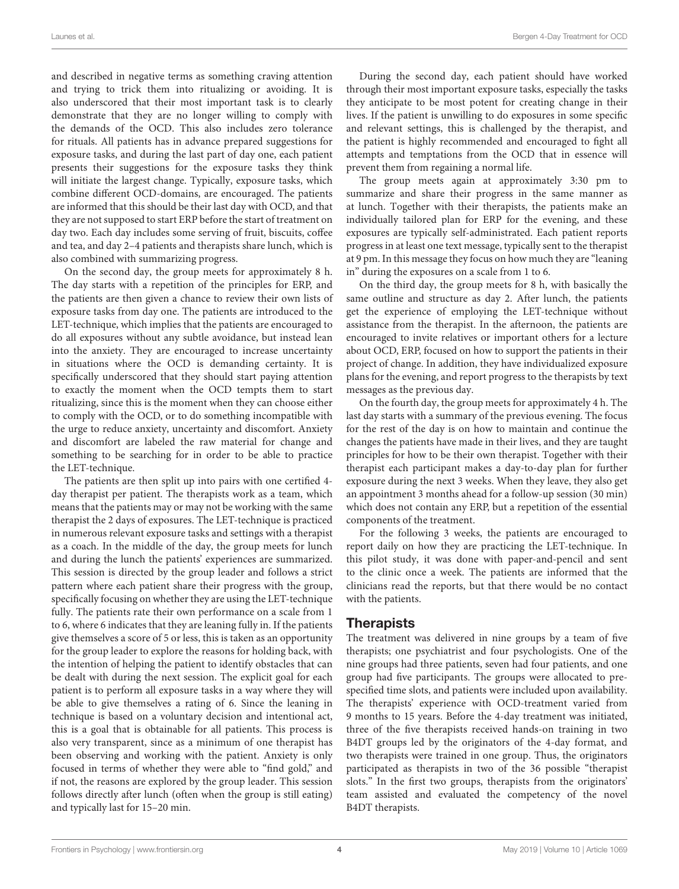and described in negative terms as something craving attention and trying to trick them into ritualizing or avoiding. It is also underscored that their most important task is to clearly demonstrate that they are no longer willing to comply with the demands of the OCD. This also includes zero tolerance for rituals. All patients has in advance prepared suggestions for exposure tasks, and during the last part of day one, each patient presents their suggestions for the exposure tasks they think will initiate the largest change. Typically, exposure tasks, which combine different OCD-domains, are encouraged. The patients are informed that this should be their last day with OCD, and that they are not supposed to start ERP before the start of treatment on day two. Each day includes some serving of fruit, biscuits, coffee and tea, and day 2–4 patients and therapists share lunch, which is also combined with summarizing progress.

On the second day, the group meets for approximately 8 h. The day starts with a repetition of the principles for ERP, and the patients are then given a chance to review their own lists of exposure tasks from day one. The patients are introduced to the LET-technique, which implies that the patients are encouraged to do all exposures without any subtle avoidance, but instead lean into the anxiety. They are encouraged to increase uncertainty in situations where the OCD is demanding certainty. It is specifically underscored that they should start paying attention to exactly the moment when the OCD tempts them to start ritualizing, since this is the moment when they can choose either to comply with the OCD, or to do something incompatible with the urge to reduce anxiety, uncertainty and discomfort. Anxiety and discomfort are labeled the raw material for change and something to be searching for in order to be able to practice the LET-technique.

The patients are then split up into pairs with one certified 4-day therapist per patient. The therapists work as a team, which means that the patients may or may not be working with the same therapist the 2 days of exposures. The LET-technique is practiced in numerous relevant exposure tasks and settings with a therapist as a coach. In the middle of the day, the group meets for lunch and during the lunch the patients' experiences are summarized. This session is directed by the group leader and follows a strict pattern where each patient share their progress with the group, specifically focusing on whether they are using the LET-technique fully. The patients rate their own performance on a scale from 1 to 6, where 6 indicates that they are leaning fully in. If the patients give themselves a score of 5 or less, this is taken as an opportunity for the group leader to explore the reasons for holding back, with the intention of helping the patient to identify obstacles that can be dealt with during the next session. The explicit goal for each patient is to perform all exposure tasks in a way where they will be able to give themselves a rating of 6. Since the leaning in technique is based on a voluntary decision and intentional act, this is a goal that is obtainable for all patients. This process is also very transparent, since as a minimum of one therapist has been observing and working with the patient. Anxiety is only focused in terms of whether they were able to "find gold," and if not, the reasons are explored by the group leader. This session follows directly after lunch (often when the group is still eating) and typically last for 15–20 min.

During the second day, each patient should have worked through their most important exposure tasks, especially the tasks they anticipate to be most potent for creating change in their lives. If the patient is unwilling to do exposures in some specific and relevant settings, this is challenged by the therapist, and the patient is highly recommended and encouraged to fight all attempts and temptations from the OCD that in essence will prevent them from regaining a normal life.

The group meets again at approximately 3:30 pm to summarize and share their progress in the same manner as at lunch. Together with their therapists, the patients make an individually tailored plan for ERP for the evening, and these exposures are typically self-administrated. Each patient reports progress in at least one text message, typically sent to the therapist at 9 pm. In this message they focus on how much they are "leaning in" during the exposures on a scale from 1 to 6.

On the third day, the group meets for 8 h, with basically the same outline and structure as day 2. After lunch, the patients get the experience of employing the LET-technique without assistance from the therapist. In the afternoon, the patients are encouraged to invite relatives or important others for a lecture about OCD, ERP, focused on how to support the patients in their project of change. In addition, they have individualized exposure plans for the evening, and report progress to the therapists by text messages as the previous day.

On the fourth day, the group meets for approximately 4 h. The last day starts with a summary of the previous evening. The focus for the rest of the day is on how to maintain and continue the changes the patients have made in their lives, and they are taught principles for how to be their own therapist. Together with their therapist each participant makes a day-to-day plan for further exposure during the next 3 weeks. When they leave, they also get an appointment 3 months ahead for a follow-up session (30 min) which does not contain any ERP, but a repetition of the essential components of the treatment.

For the following 3 weeks, the patients are encouraged to report daily on how they are practicing the LET-technique. In this pilot study, it was done with paper-and-pencil and sent to the clinic once a week. The patients are informed that the clinicians read the reports, but that there would be no contact with the patients.

## Therapists

The treatment was delivered in nine groups by a team of five therapists; one psychiatrist and four psychologists. One of the nine groups had three patients, seven had four patients, and one group had five participants. The groups were allocated to pre-specified time slots, and patients were included upon availability. The therapists' experience with OCD-treatment varied from 9 months to 15 years. Before the 4-day treatment was initiated, three of the five therapists received hands-on training in two B4DT groups led by the originators of the 4-day format, and two therapists were trained in one group. Thus, the originators participated as therapists in two of the 36 possible "therapist slots." In the first two groups, therapists from the originators' team assisted and evaluated the competency of the novel B4DT therapists.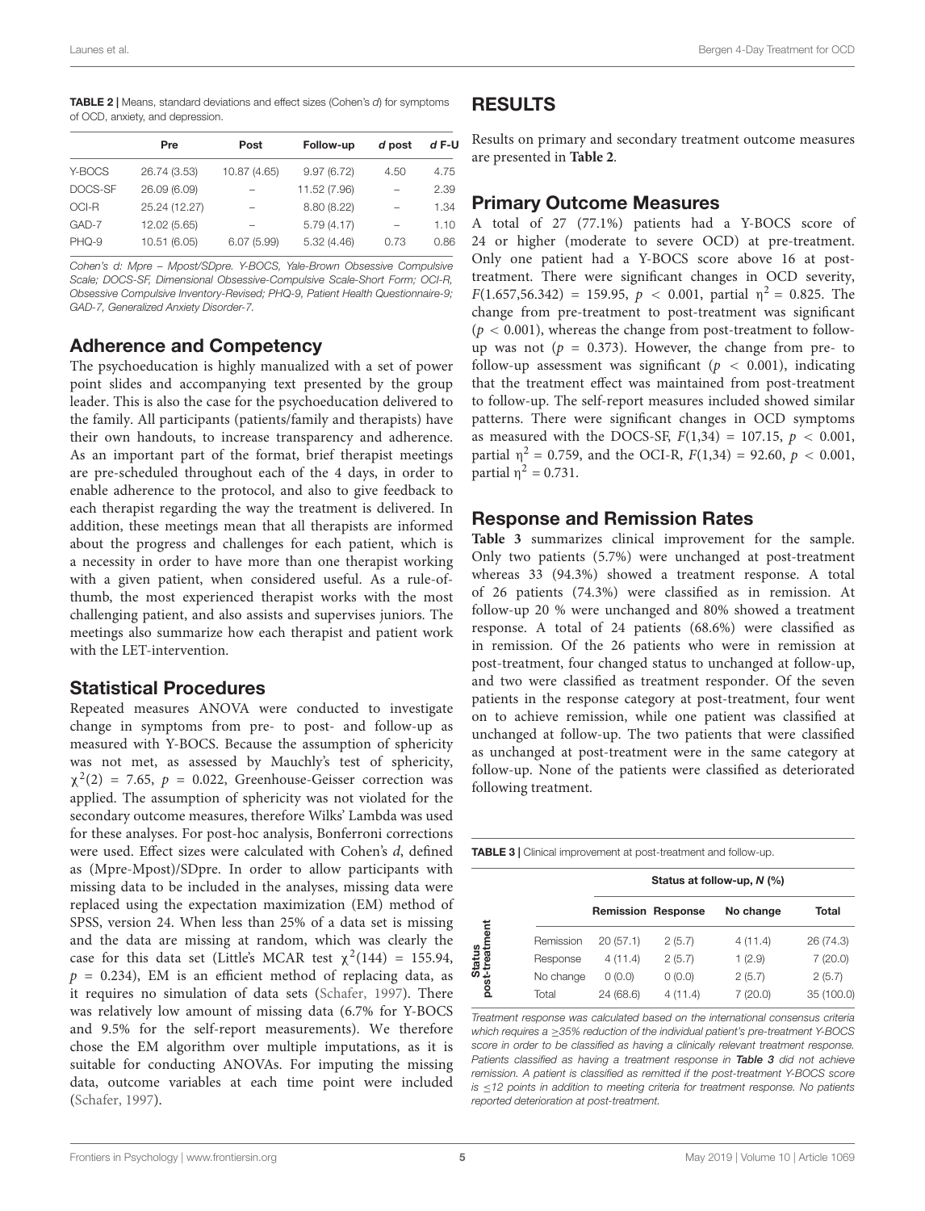**TABLE 2 |** Means, standard deviations and effect sizes (Cohen's *d*) for symptoms of OCD, anxiety, and depression.

| | Pre | Post | Follow-up | *d* post | *d* F-U |
|---|---|---|---|---|---|
| Y-BOCS | 26.74 (3.53) | 10.87 (4.65) | 9.97 (6.72) | 4.50 | 4.75 |
| DOCS-SF | 26.09 (6.09) | – | 11.52 (7.96) | – | 2.39 |
| OCI-R | 25.24 (12.27) | – | 8.80 (8.22) | – | 1.34 |
| GAD-7 | 12.02 (5.65) | – | 5.79 (4.17) | – | 1.10 |
| PHQ-9 | 10.51 (6.05) | 6.07 (5.99) | 5.32 (4.46) | 0.73 | 0.86 |

*Cohen's d: Mpre – Mpost/SDpre. Y-BOCS, Yale-Brown Obsessive Compulsive Scale; DOCS-SF, Dimensional Obsessive-Compulsive Scale-Short Form; OCI-R, Obsessive Compulsive Inventory-Revised; PHQ-9, Patient Health Questionnaire-9; GAD-7, Generalized Anxiety Disorder-7.*

## Adherence and Competency

The psychoeducation is highly manualized with a set of power point slides and accompanying text presented by the group leader. This is also the case for the psychoeducation delivered to the family. All participants (patients/family and therapists) have their own handouts, to increase transparency and adherence. As an important part of the format, brief therapist meetings are pre-scheduled throughout each of the 4 days, in order to enable adherence to the protocol, and also to give feedback to each therapist regarding the way the treatment is delivered. In addition, these meetings mean that all therapists are informed about the progress and challenges for each patient, which is a necessity in order to have more than one therapist working with a given patient, when considered useful. As a rule-of-thumb, the most experienced therapist works with the most challenging patient, and also assists and supervises juniors. The meetings also summarize how each therapist and patient work with the LET-intervention.

## Statistical Procedures

Repeated measures ANOVA were conducted to investigate change in symptoms from pre- to post- and follow-up as measured with Y-BOCS. Because the assumption of sphericity was not met, as assessed by Mauchly's test of sphericity, $\chi^2(2) = 7.65$, $p = 0.022$, Greenhouse-Geisser correction was applied. The assumption of sphericity was not violated for the secondary outcome measures, therefore Wilks' Lambda was used for these analyses. For post-hoc analysis, Bonferroni corrections were used. Effect sizes were calculated with Cohen's *d*, defined as (Mpre-Mpost)/SDpre. In order to allow participants with missing data to be included in the analyses, missing data were replaced using the expectation maximization (EM) method of SPSS, version 24. When less than 25% of a data set is missing and the data are missing at random, which was clearly the case for this data set (Little's MCAR test $\chi^2(144) = 155.94$, $p = 0.234$), EM is an efficient method of replacing data, as it requires no simulation of data sets (Schafer, 1997). There was relatively low amount of missing data (6.7% for Y-BOCS and 9.5% for the self-report measurements). We therefore chose the EM algorithm over multiple imputations, as it is suitable for conducting ANOVAs. For imputing the missing data, outcome variables at each time point were included (Schafer, 1997).

# RESULTS

Results on primary and secondary treatment outcome measures are presented in **Table 2**.

## Primary Outcome Measures

A total of 27 (77.1%) patients had a Y-BOCS score of 24 or higher (moderate to severe OCD) at pre-treatment. Only one patient had a Y-BOCS score above 16 at post-treatment. There were significant changes in OCD severity, $F(1.657,56.342) = 159.95$, $p < 0.001$, partial $\eta^2 = 0.825$. The change from pre-treatment to post-treatment was significant ($p < 0.001$), whereas the change from post-treatment to follow-up was not ($p = 0.373$). However, the change from pre- to follow-up assessment was significant ($p < 0.001$), indicating that the treatment effect was maintained from post-treatment to follow-up. The self-report measures included showed similar patterns. There were significant changes in OCD symptoms as measured with the DOCS-SF, $F(1,34) = 107.15$, $p < 0.001$, partial $\eta^2 = 0.759$, and the OCI-R, $F(1,34) = 92.60$, $p < 0.001$, partial $\eta^2 = 0.731$.

## Response and Remission Rates

**Table 3** summarizes clinical improvement for the sample. Only two patients (5.7%) were unchanged at post-treatment whereas 33 (94.3%) showed a treatment response. A total of 26 patients (74.3%) were classified as in remission. At follow-up 20 % were unchanged and 80% showed a treatment response. A total of 24 patients (68.6%) were classified as in remission. Of the 26 patients who were in remission at post-treatment, four changed status to unchanged at follow-up, and two were classified as treatment responder. Of the seven patients in the response category at post-treatment, four went on to achieve remission, while one patient was classified at unchanged at follow-up. The two patients that were classified as unchanged at post-treatment were in the same category at follow-up. None of the patients were classified as deteriorated following treatment.

**TABLE 3 |** Clinical improvement at post-treatment and follow-up.

| | | Status at follow-up, *N* (%) | | | |
|---|---|---|---|---|---|
| | | **Remission** | **Response** | **No change** | **Total** |
| **Status post-treatment** | Remission | 20 (57.1) | 2 (5.7) | 4 (11.4) | 26 (74.3) |
| | Response | 4 (11.4) | 2 (5.7) | 1 (2.9) | 7 (20.0) |
| | No change | 0 (0.0) | 0 (0.0) | 2 (5.7) | 2 (5.7) |
| | Total | 24 (68.6) | 4 (11.4) | 7 (20.0) | 35 (100.0) |

*Treatment response was calculated based on the international consensus criteria which requires a ≥35% reduction of the individual patient's pre-treatment Y-BOCS score in order to be classified as having a clinically relevant treatment response. Patients classified as having a treatment response in **Table 3** did not achieve remission. A patient is classified as remitted if the post-treatment Y-BOCS score is ≤12 points in addition to meeting criteria for treatment response. No patients reported deterioration at post-treatment.*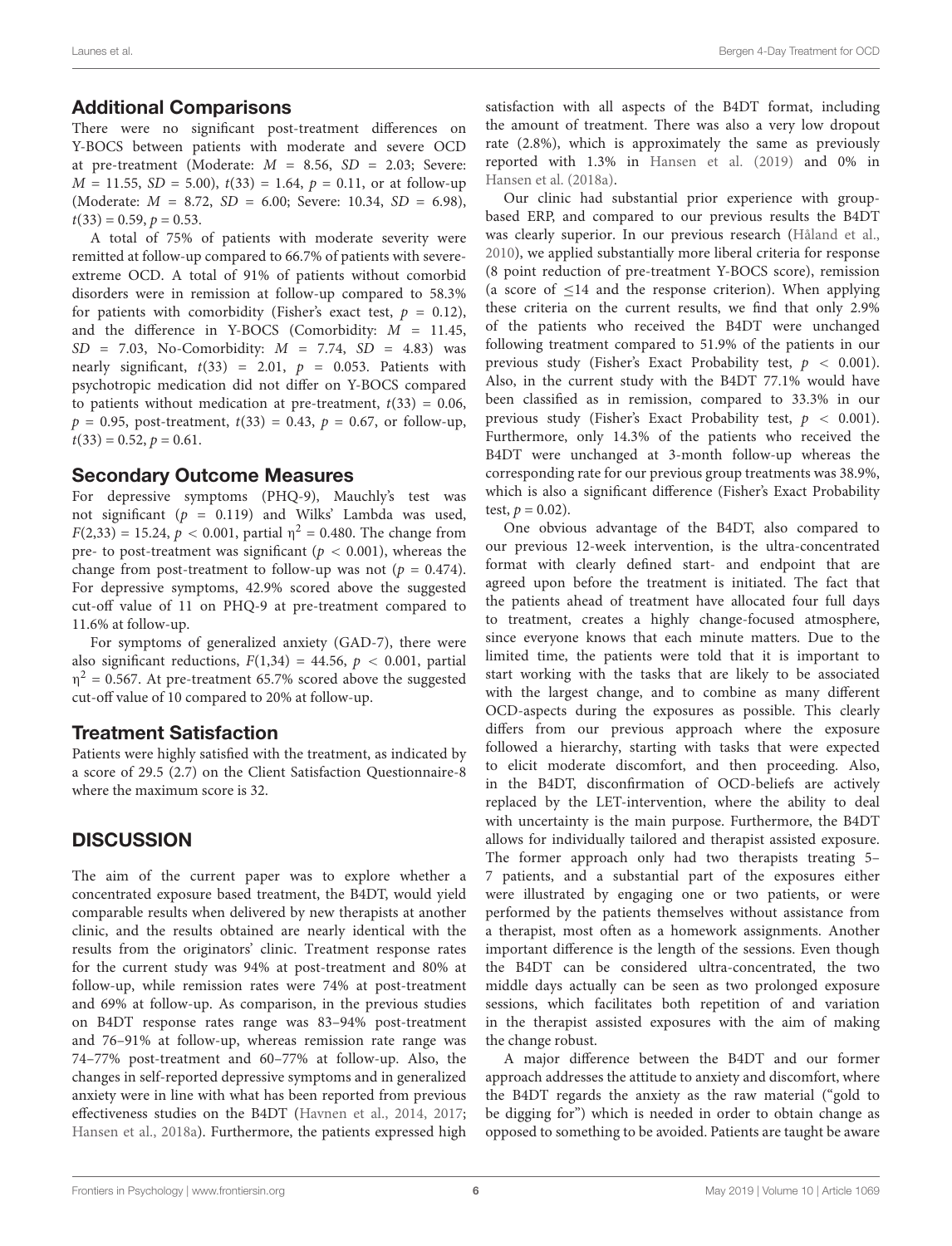## Additional Comparisons

There were no significant post-treatment differences on Y-BOCS between patients with moderate and severe OCD at pre-treatment (Moderate: $M = 8.56$, $SD = 2.03$; Severe: $M = 11.55$, $SD = 5.00$), $t(33) = 1.64$, $p = 0.11$, or at follow-up (Moderate: $M = 8.72$, $SD = 6.00$; Severe: 10.34, $SD = 6.98$), $t(33) = 0.59$, $p = 0.53$.

A total of 75% of patients with moderate severity were remitted at follow-up compared to 66.7% of patients with severe-extreme OCD. A total of 91% of patients without comorbid disorders were in remission at follow-up compared to 58.3% for patients with comorbidity (Fisher's exact test, $p = 0.12$), and the difference in Y-BOCS (Comorbidity: $M = 11.45$, $SD = 7.03$, No-Comorbidity: $M = 7.74$, $SD = 4.83$) was nearly significant, $t(33) = 2.01$, $p = 0.053$. Patients with psychotropic medication did not differ on Y-BOCS compared to patients without medication at pre-treatment, $t(33) = 0.06$, $p = 0.95$, post-treatment, $t(33) = 0.43$, $p = 0.67$, or follow-up, $t(33) = 0.52$, $p = 0.61$.

## Secondary Outcome Measures

For depressive symptoms (PHQ-9), Mauchly's test was not significant ($p = 0.119$) and Wilks' Lambda was used, $F(2,33) = 15.24$, $p < 0.001$, partial $\eta^2 = 0.480$. The change from pre- to post-treatment was significant ($p < 0.001$), whereas the change from post-treatment to follow-up was not ($p = 0.474$). For depressive symptoms, 42.9% scored above the suggested cut-off value of 11 on PHQ-9 at pre-treatment compared to 11.6% at follow-up.

For symptoms of generalized anxiety (GAD-7), there were also significant reductions, $F(1,34) = 44.56$, $p < 0.001$, partial $\eta^2 = 0.567$. At pre-treatment 65.7% scored above the suggested cut-off value of 10 compared to 20% at follow-up.

## Treatment Satisfaction

Patients were highly satisfied with the treatment, as indicated by a score of 29.5 (2.7) on the Client Satisfaction Questionnaire-8 where the maximum score is 32.

# DISCUSSION

The aim of the current paper was to explore whether a concentrated exposure based treatment, the B4DT, would yield comparable results when delivered by new therapists at another clinic, and the results obtained are nearly identical with the results from the originators' clinic. Treatment response rates for the current study was 94% at post-treatment and 80% at follow-up, while remission rates were 74% at post-treatment and 69% at follow-up. As comparison, in the previous studies on B4DT response rates range was 83–94% post-treatment and 76–91% at follow-up, whereas remission rate range was 74–77% post-treatment and 60–77% at follow-up. Also, the changes in self-reported depressive symptoms and in generalized anxiety were in line with what has been reported from previous effectiveness studies on the B4DT (Havnen et al., 2014, 2017; Hansen et al., 2018a). Furthermore, the patients expressed high satisfaction with all aspects of the B4DT format, including the amount of treatment. There was also a very low dropout rate (2.8%), which is approximately the same as previously reported with 1.3% in Hansen et al. (2019) and 0% in Hansen et al. (2018a).

Our clinic had substantial prior experience with group-based ERP, and compared to our previous results the B4DT was clearly superior. In our previous research (Håland et al., 2010), we applied substantially more liberal criteria for response (8 point reduction of pre-treatment Y-BOCS score), remission (a score of $\leq$14 and the response criterion). When applying these criteria on the current results, we find that only 2.9% of the patients who received the B4DT were unchanged following treatment compared to 51.9% of the patients in our previous study (Fisher's Exact Probability test, $p < 0.001$). Also, in the current study with the B4DT 77.1% would have been classified as in remission, compared to 33.3% in our previous study (Fisher's Exact Probability test, $p < 0.001$). Furthermore, only 14.3% of the patients who received the B4DT were unchanged at 3-month follow-up whereas the corresponding rate for our previous group treatments was 38.9%, which is also a significant difference (Fisher's Exact Probability test, $p = 0.02$).

One obvious advantage of the B4DT, also compared to our previous 12-week intervention, is the ultra-concentrated format with clearly defined start- and endpoint that are agreed upon before the treatment is initiated. The fact that the patients ahead of treatment have allocated four full days to treatment, creates a highly change-focused atmosphere, since everyone knows that each minute matters. Due to the limited time, the patients were told that it is important to start working with the tasks that are likely to be associated with the largest change, and to combine as many different OCD-aspects during the exposures as possible. This clearly differs from our previous approach where the exposure followed a hierarchy, starting with tasks that were expected to elicit moderate discomfort, and then proceeding. Also, in the B4DT, disconfirmation of OCD-beliefs are actively replaced by the LET-intervention, where the ability to deal with uncertainty is the main purpose. Furthermore, the B4DT allows for individually tailored and therapist assisted exposure. The former approach only had two therapists treating 5–7 patients, and a substantial part of the exposures either were illustrated by engaging one or two patients, or were performed by the patients themselves without assistance from a therapist, most often as a homework assignments. Another important difference is the length of the sessions. Even though the B4DT can be considered ultra-concentrated, the two middle days actually can be seen as two prolonged exposure sessions, which facilitates both repetition of and variation in the therapist assisted exposures with the aim of making the change robust.

A major difference between the B4DT and our former approach addresses the attitude to anxiety and discomfort, where the B4DT regards the anxiety as the raw material ("gold to be digging for") which is needed in order to obtain change as opposed to something to be avoided. Patients are taught be aware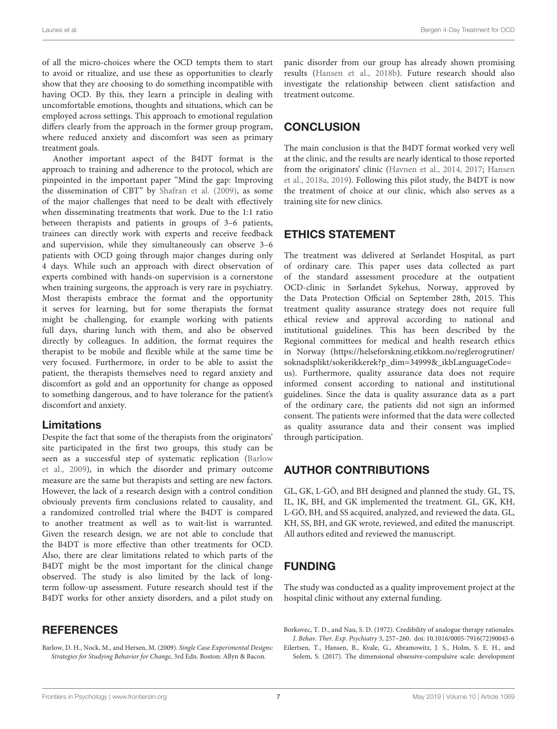of all the micro-choices where the OCD tempts them to start to avoid or ritualize, and use these as opportunities to clearly show that they are choosing to do something incompatible with having OCD. By this, they learn a principle in dealing with uncomfortable emotions, thoughts and situations, which can be employed across settings. This approach to emotional regulation differs clearly from the approach in the former group program, where reduced anxiety and discomfort was seen as primary treatment goals.

Another important aspect of the B4DT format is the approach to training and adherence to the protocol, which are pinpointed in the important paper "Mind the gap: Improving the dissemination of CBT" by Shafran et al. (2009), as some of the major challenges that need to be dealt with effectively when disseminating treatments that work. Due to the 1:1 ratio between therapists and patients in groups of 3–6 patients, trainees can directly work with experts and receive feedback and supervision, while they simultaneously can observe 3–6 patients with OCD going through major changes during only 4 days. While such an approach with direct observation of experts combined with hands-on supervision is a cornerstone when training surgeons, the approach is very rare in psychiatry. Most therapists embrace the format and the opportunity it serves for learning, but for some therapists the format might be challenging, for example working with patients full days, sharing lunch with them, and also be observed directly by colleagues. In addition, the format requires the therapist to be mobile and flexible while at the same time be very focused. Furthermore, in order to be able to assist the patient, the therapists themselves need to regard anxiety and discomfort as gold and an opportunity for change as opposed to something dangerous, and to have tolerance for the patient's discomfort and anxiety.

### Limitations

Despite the fact that some of the therapists from the originators' site participated in the first two groups, this study can be seen as a successful step of systematic replication (Barlow et al., 2009), in which the disorder and primary outcome measure are the same but therapists and setting are new factors. However, the lack of a research design with a control condition obviously prevents firm conclusions related to causality, and a randomized controlled trial where the B4DT is compared to another treatment as well as to wait-list is warranted. Given the research design, we are not able to conclude that the B4DT is more effective than other treatments for OCD. Also, there are clear limitations related to which parts of the B4DT might be the most important for the clinical change observed. The study is also limited by the lack of long-term follow-up assessment. Future research should test if the B4DT works for other anxiety disorders, and a pilot study on panic disorder from our group has already shown promising results (Hansen et al., 2018b). Future research should also investigate the relationship between client satisfaction and treatment outcome.

## CONCLUSION

The main conclusion is that the B4DT format worked very well at the clinic, and the results are nearly identical to those reported from the originators' clinic (Havnen et al., 2014, 2017; Hansen et al., 2018a, 2019). Following this pilot study, the B4DT is now the treatment of choice at our clinic, which also serves as a training site for new clinics.

## ETHICS STATEMENT

The treatment was delivered at Sørlandet Hospital, as part of ordinary care. This paper uses data collected as part of the standard assessment procedure at the outpatient OCD-clinic in Sørlandet Sykehus, Norway, approved by the Data Protection Official on September 28th, 2015. This treatment quality assurance strategy does not require full ethical review and approval according to national and institutional guidelines. This has been described by the Regional committees for medical and health research ethics in Norway (https://helseforskning.etikkom.no/reglerogrutiner/soknadsplikt/sokerikkerek?p_dim=34999&_ikbLanguageCode=us). Furthermore, quality assurance data does not require informed consent according to national and institutional guidelines. Since the data is quality assurance data as a part of the ordinary care, the patients did not sign an informed consent. The patients were informed that the data were collected as quality assurance data and their consent was implied through participation.

## AUTHOR CONTRIBUTIONS

GL, GK, L-GÖ, and BH designed and planned the study. GL, TS, IL, IK, BH, and GK implemented the treatment. GL, GK, KH, L-GÖ, BH, and SS acquired, analyzed, and reviewed the data. GL, KH, SS, BH, and GK wrote, reviewed, and edited the manuscript. All authors edited and reviewed the manuscript.

## FUNDING

The study was conducted as a quality improvement project at the hospital clinic without any external funding.

## REFERENCES

Barlow, D. H., Nock, M., and Hersen, M. (2009). *Single Case Experimental Designs: Strategies for Studying Behavior for Change*, 3rd Edn. Boston: Allyn & Bacon.

Borkovec, T. D., and Nau, S. D. (1972). Credibility of analogue therapy rationales. *J. Behav. Ther. Exp. Psychiatry* 3, 257–260. doi: 10.1016/0005-7916(72)90045-6

Eilertsen, T., Hansen, B., Kvale, G., Abramowitz, J. S., Holm, S. E. H., and Solem, S. (2017). The dimensional obsessive-compulsive scale: development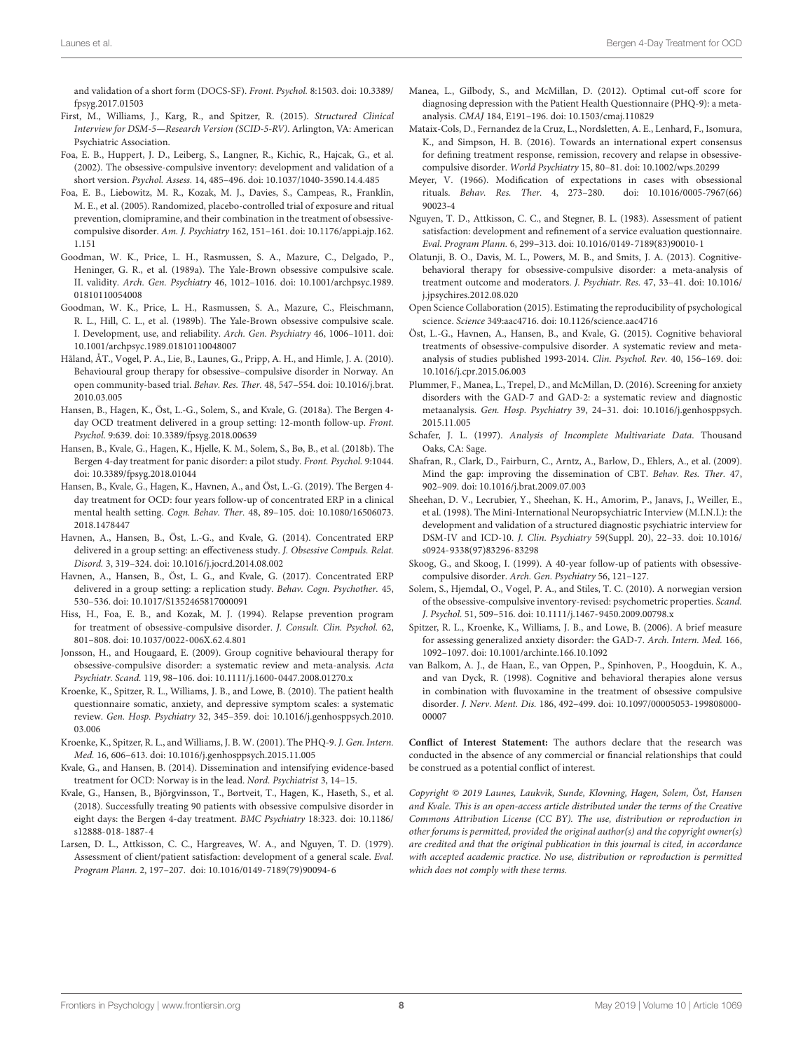and validation of a short form (DOCS-SF). *Front. Psychol.* 8:1503. doi: 10.3389/fpsyg.2017.01503

First, M., Williams, J., Karg, R., and Spitzer, R. (2015). *Structured Clinical Interview for DSM-5—Research Version (SCID-5-RV)*. Arlington, VA: American Psychiatric Association.

Foa, E. B., Huppert, J. D., Leiberg, S., Langner, R., Kichic, R., Hajcak, G., et al. (2002). The obsessive-compulsive inventory: development and validation of a short version. *Psychol. Assess.* 14, 485–496. doi: 10.1037/1040-3590.14.4.485

Foa, E. B., Liebowitz, M. R., Kozak, M. J., Davies, S., Campeas, R., Franklin, M. E., et al. (2005). Randomized, placebo-controlled trial of exposure and ritual prevention, clomipramine, and their combination in the treatment of obsessive-compulsive disorder. *Am. J. Psychiatry* 162, 151–161. doi: 10.1176/appi.ajp.162.1.151

Goodman, W. K., Price, L. H., Rasmussen, S. A., Mazure, C., Delgado, P., Heninger, G. R., et al. (1989a). The Yale-Brown obsessive compulsive scale. II. validity. *Arch. Gen. Psychiatry* 46, 1012–1016. doi: 10.1001/archpsyc.1989.01810110054008

Goodman, W. K., Price, L. H., Rasmussen, S. A., Mazure, C., Fleischmann, R. L., Hill, C. L., et al. (1989b). The Yale-Brown obsessive compulsive scale. I. Development, use, and reliability. *Arch. Gen. Psychiatry* 46, 1006–1011. doi: 10.1001/archpsyc.1989.01810110048007

Håland, ÅT., Vogel, P. A., Lie, B., Launes, G., Pripp, A. H., and Himle, J. A. (2010). Behavioural group therapy for obsessive–compulsive disorder in Norway. An open community-based trial. *Behav. Res. Ther.* 48, 547–554. doi: 10.1016/j.brat.2010.03.005

Hansen, B., Hagen, K., Öst, L.-G., Solem, S., and Kvale, G. (2018a). The Bergen 4-day OCD treatment delivered in a group setting: 12-month follow-up. *Front. Psychol.* 9:639. doi: 10.3389/fpsyg.2018.00639

Hansen, B., Kvale, G., Hagen, K., Hjelle, K. M., Solem, S., Bø, B., et al. (2018b). The Bergen 4-day treatment for panic disorder: a pilot study. *Front. Psychol.* 9:1044. doi: 10.3389/fpsyg.2018.01044

Hansen, B., Kvale, G., Hagen, K., Havnen, A., and Öst, L.-G. (2019). The Bergen 4-day treatment for OCD: four years follow-up of concentrated ERP in a clinical mental health setting. *Cogn. Behav. Ther.* 48, 89–105. doi: 10.1080/16506073.2018.1478447

Havnen, A., Hansen, B., Öst, L.-G., and Kvale, G. (2014). Concentrated ERP delivered in a group setting: an effectiveness study. *J. Obsessive Compuls. Relat. Disord.* 3, 319–324. doi: 10.1016/j.jocrd.2014.08.002

Havnen, A., Hansen, B., Öst, L. G., and Kvale, G. (2017). Concentrated ERP delivered in a group setting: a replication study. *Behav. Cogn. Psychother.* 45, 530–536. doi: 10.1017/S1352465817000091

Hiss, H., Foa, E. B., and Kozak, M. J. (1994). Relapse prevention program for treatment of obsessive-compulsive disorder. *J. Consult. Clin. Psychol.* 62, 801–808. doi: 10.1037/0022-006X.62.4.801

Jonsson, H., and Hougaard, E. (2009). Group cognitive behavioural therapy for obsessive-compulsive disorder: a systematic review and meta-analysis. *Acta Psychiatr. Scand.* 119, 98–106. doi: 10.1111/j.1600-0447.2008.01270.x

Kroenke, K., Spitzer, R. L., Williams, J. B., and Lowe, B. (2010). The patient health questionnaire somatic, anxiety, and depressive symptom scales: a systematic review. *Gen. Hosp. Psychiatry* 32, 345–359. doi: 10.1016/j.genhosppsych.2010.03.006

Kroenke, K., Spitzer, R. L., and Williams, J. B. W. (2001). The PHQ-9. *J. Gen. Intern. Med.* 16, 606–613. doi: 10.1016/j.genhosppsych.2015.11.005

Kvale, G., and Hansen, B. (2014). Dissemination and intensifying evidence-based treatment for OCD: Norway is in the lead. *Nord. Psychiatrist* 3, 14–15.

Kvale, G., Hansen, B., Björgvinsson, T., Børtveit, T., Hagen, K., Haseth, S., et al. (2018). Successfully treating 90 patients with obsessive compulsive disorder in eight days: the Bergen 4-day treatment. *BMC Psychiatry* 18:323. doi: 10.1186/s12888-018-1887-4

Larsen, D. L., Attkisson, C. C., Hargreaves, W. A., and Nguyen, T. D. (1979). Assessment of client/patient satisfaction: development of a general scale. *Eval. Program Plann.* 2, 197–207. doi: 10.1016/0149-7189(79)90094-6

Manea, L., Gilbody, S., and McMillan, D. (2012). Optimal cut-off score for diagnosing depression with the Patient Health Questionnaire (PHQ-9): a meta-analysis. *CMAJ* 184, E191–196. doi: 10.1503/cmaj.110829

Mataix-Cols, D., Fernandez de la Cruz, L., Nordsletten, A. E., Lenhard, F., Isomura, K., and Simpson, H. B. (2016). Towards an international expert consensus for defining treatment response, remission, recovery and relapse in obsessive-compulsive disorder. *World Psychiatry* 15, 80–81. doi: 10.1002/wps.20299

Meyer, V. (1966). Modification of expectations in cases with obsessional rituals. *Behav. Res. Ther.* 4, 273–280. doi: 10.1016/0005-7967(66)90023-4

Nguyen, T. D., Attkisson, C. C., and Stegner, B. L. (1983). Assessment of patient satisfaction: development and refinement of a service evaluation questionnaire. *Eval. Program Plann.* 6, 299–313. doi: 10.1016/0149-7189(83)90010-1

Olatunji, B. O., Davis, M. L., Powers, M. B., and Smits, J. A. (2013). Cognitive-behavioral therapy for obsessive-compulsive disorder: a meta-analysis of treatment outcome and moderators. *J. Psychiatr. Res.* 47, 33–41. doi: 10.1016/j.jpsychires.2012.08.020

Open Science Collaboration (2015). Estimating the reproducibility of psychological science. *Science* 349:aac4716. doi: 10.1126/science.aac4716

Öst, L.-G., Havnen, A., Hansen, B., and Kvale, G. (2015). Cognitive behavioral treatments of obsessive-compulsive disorder. A systematic review and meta-analysis of studies published 1993-2014. *Clin. Psychol. Rev.* 40, 156–169. doi: 10.1016/j.cpr.2015.06.003

Plummer, F., Manea, L., Trepel, D., and McMillan, D. (2016). Screening for anxiety disorders with the GAD-7 and GAD-2: a systematic review and diagnostic metaanalysis. *Gen. Hosp. Psychiatry* 39, 24–31. doi: 10.1016/j.genhosppsych.2015.11.005

Schafer, J. L. (1997). *Analysis of Incomplete Multivariate Data*. Thousand Oaks, CA: Sage.

Shafran, R., Clark, D., Fairburn, C., Arntz, A., Barlow, D., Ehlers, A., et al. (2009). Mind the gap: improving the dissemination of CBT. *Behav. Res. Ther.* 47, 902–909. doi: 10.1016/j.brat.2009.07.003

Sheehan, D. V., Lecrubier, Y., Sheehan, K. H., Amorim, P., Janavs, J., Weiller, E., et al. (1998). The Mini-International Neuropsychiatric Interview (M.I.N.I.): the development and validation of a structured diagnostic psychiatric interview for DSM-IV and ICD-10. *J. Clin. Psychiatry* 59(Suppl. 20), 22–33. doi: 10.1016/s0924-9338(97)83296-83298

Skoog, G., and Skoog, I. (1999). A 40-year follow-up of patients with obsessive-compulsive disorder. *Arch. Gen. Psychiatry* 56, 121–127.

Solem, S., Hjemdal, O., Vogel, P. A., and Stiles, T. C. (2010). A norwegian version of the obsessive-compulsive inventory-revised: psychometric properties. *Scand. J. Psychol.* 51, 509–516. doi: 10.1111/j.1467-9450.2009.00798.x

Spitzer, R. L., Kroenke, K., Williams, J. B., and Lowe, B. (2006). A brief measure for assessing generalized anxiety disorder: the GAD-7. *Arch. Intern. Med.* 166, 1092–1097. doi: 10.1001/archinte.166.10.1092

van Balkom, A. J., de Haan, E., van Oppen, P., Spinhoven, P., Hoogduin, K. A., and van Dyck, R. (1998). Cognitive and behavioral therapies alone versus in combination with fluvoxamine in the treatment of obsessive compulsive disorder. *J. Nerv. Ment. Dis.* 186, 492–499. doi: 10.1097/00005053-199808000-00007

**Conflict of Interest Statement:** The authors declare that the research was conducted in the absence of any commercial or financial relationships that could be construed as a potential conflict of interest.

*Copyright © 2019 Launes, Laukvik, Sunde, Klovning, Hagen, Solem, Öst, Hansen and Kvale. This is an open-access article distributed under the terms of the Creative Commons Attribution License (CC BY). The use, distribution or reproduction in other forums is permitted, provided the original author(s) and the copyright owner(s) are credited and that the original publication in this journal is cited, in accordance with accepted academic practice. No use, distribution or reproduction is permitted which does not comply with these terms.*